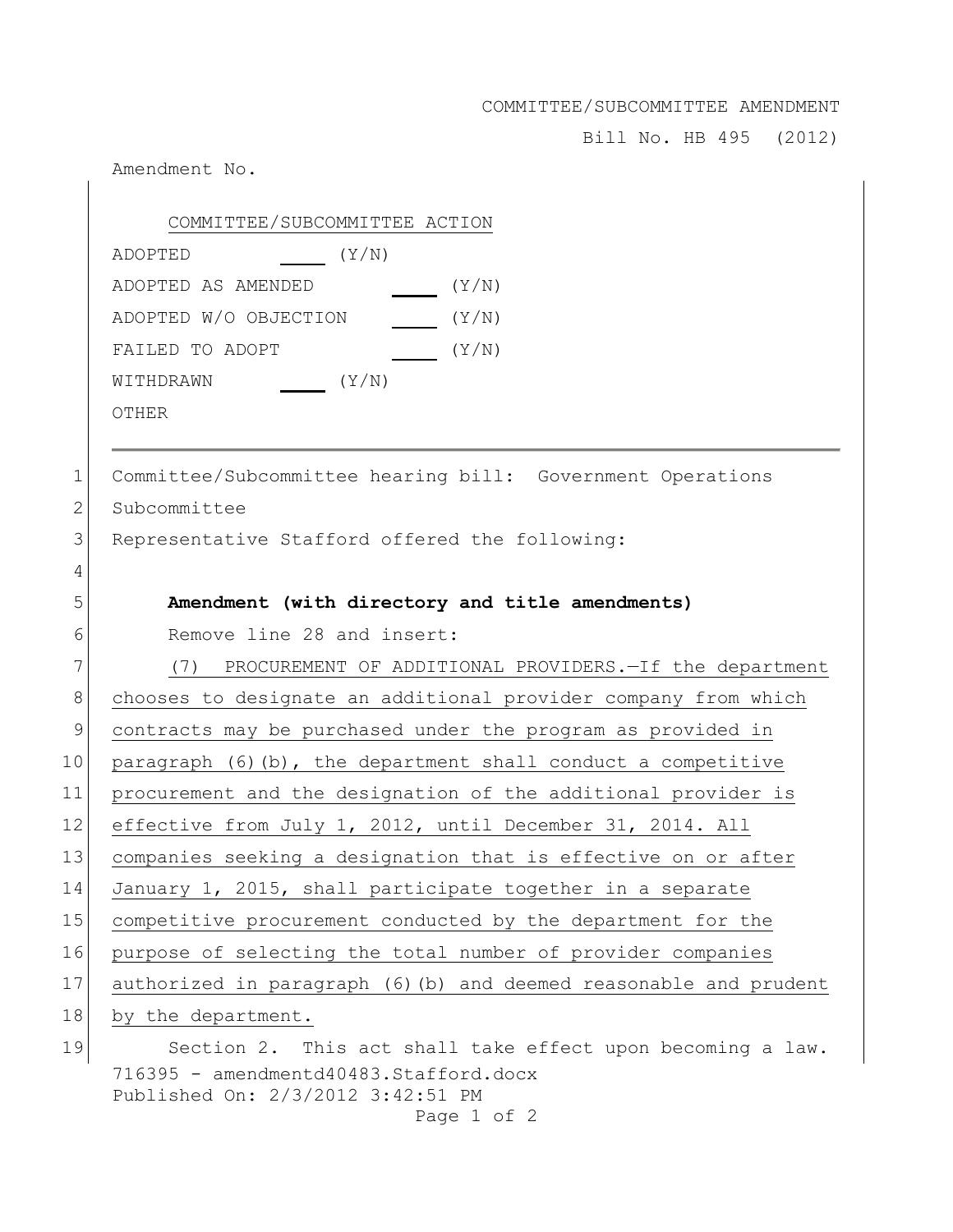COMMITTEE/SUBCOMMITTEE AMENDMENT

Bill No. HB 495 (2012)

Amendment No.

COMMITTEE/SUBCOMMITTEE ACTION

ADOPTED ____ (Y/N)

ADOPTED AS AMENDED ____ (Y/N)

ADOPTED W/O OBJECTION ____ (Y/N)

FAILED TO ADOPT ____ (Y/N)

WITHDRAWN ____ (Y/N)

OTHER

---

1 Committee/Subcommittee hearing bill: Government Operations
2 Subcommittee
3 Representative Stafford offered the following:
4
5 **Amendment (with directory and title amendments)**
6 Remove line 28 and insert:
7 (7) PROCUREMENT OF ADDITIONAL PROVIDERS.—If the department
8 chooses to designate an additional provider company from which
9 contracts may be purchased under the program as provided in
10 paragraph (6)(b), the department shall conduct a competitive
11 procurement and the designation of the additional provider is
12 effective from July 1, 2012, until December 31, 2014. All
13 companies seeking a designation that is effective on or after
14 January 1, 2015, shall participate together in a separate
15 competitive procurement conducted by the department for the
16 purpose of selecting the total number of provider companies
17 authorized in paragraph (6)(b) and deemed reasonable and prudent
18 by the department.
19 Section 2. This act shall take effect upon becoming a law.

716395 - amendmentd40483.Stafford.docx
Published On: 2/3/2012 3:42:51 PM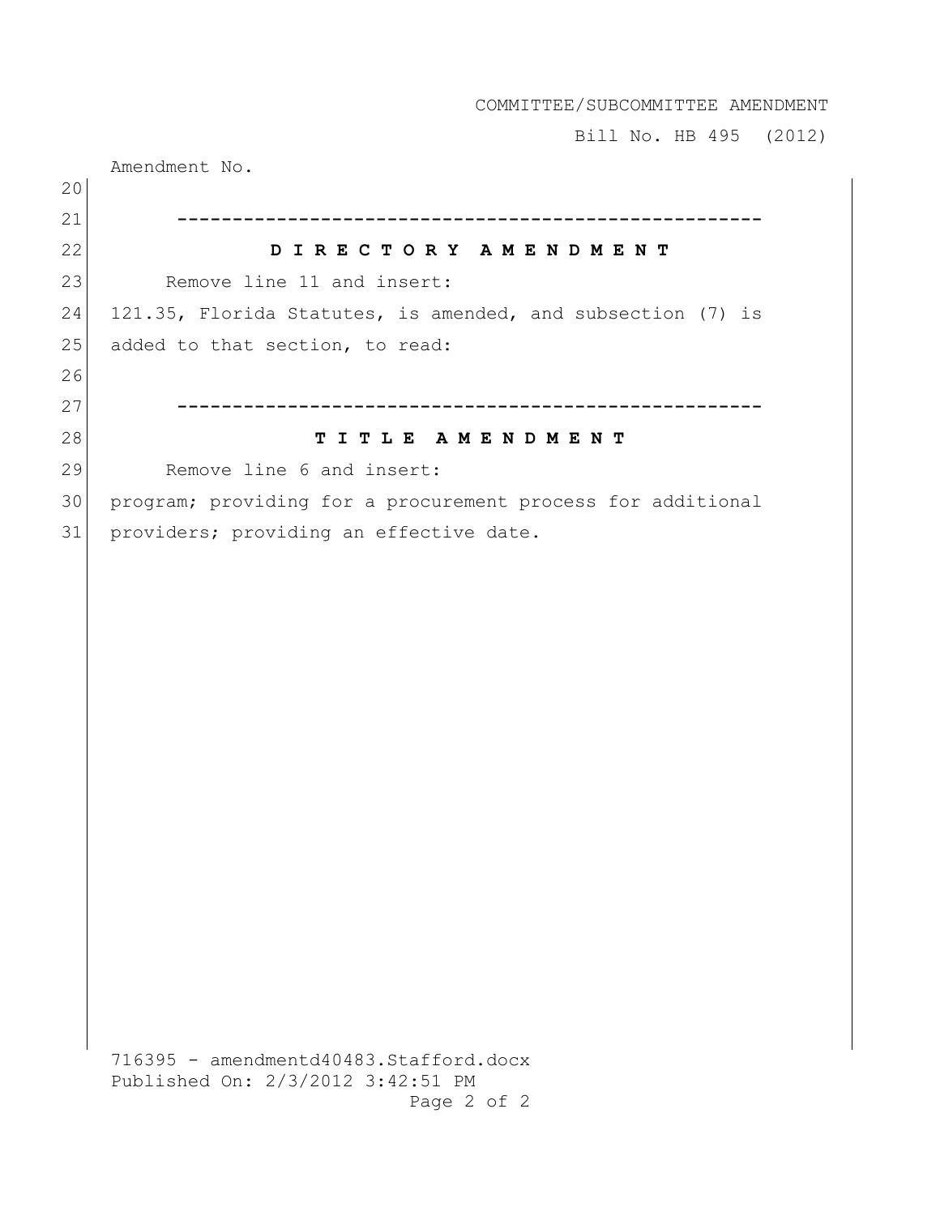Amendment No.

-----------------------------------------------------

**D I R E C T O R Y   A M E N D M E N T**

Remove line 11 and insert:

121.35, Florida Statutes, is amended, and subsection (7) is added to that section, to read:

-----------------------------------------------------

**T I T L E   A M E N D M E N T**

Remove line 6 and insert:

program; providing for a procurement process for additional providers; providing an effective date.

716395 - amendmentd40483.Stafford.docx

Published On: 2/3/2012 3:42:51 PM